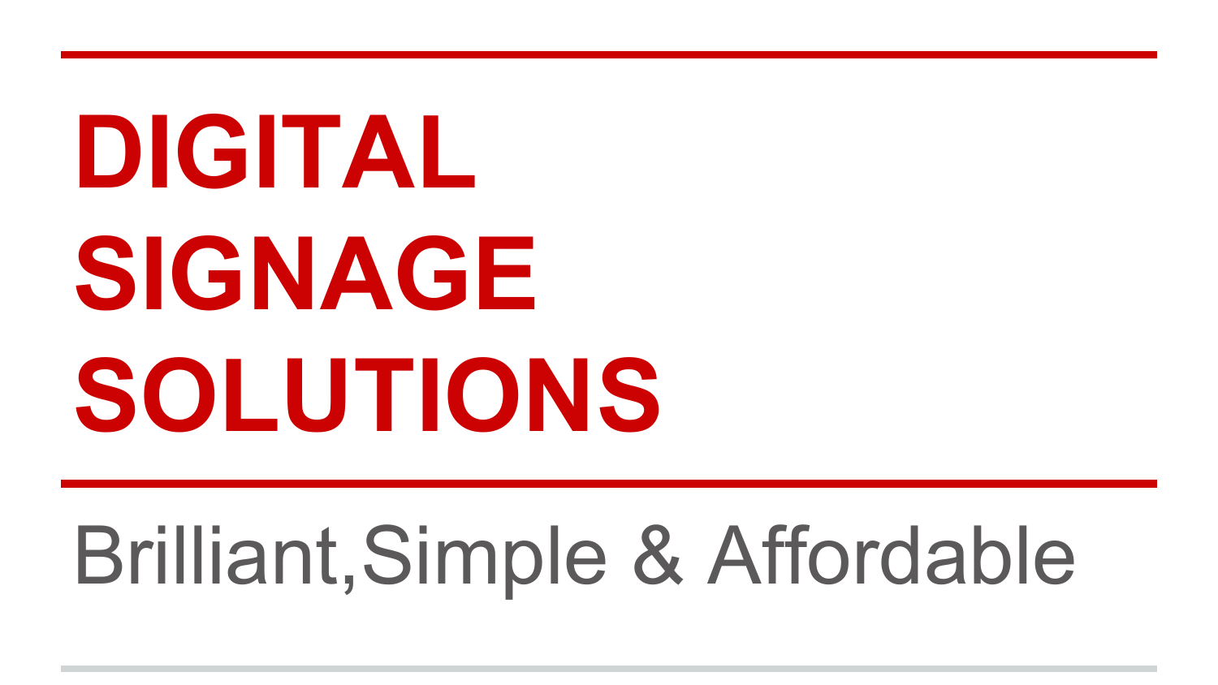# DIGITAL SIGNAGE SOLUTIONS

Brilliant,Simple & Affordable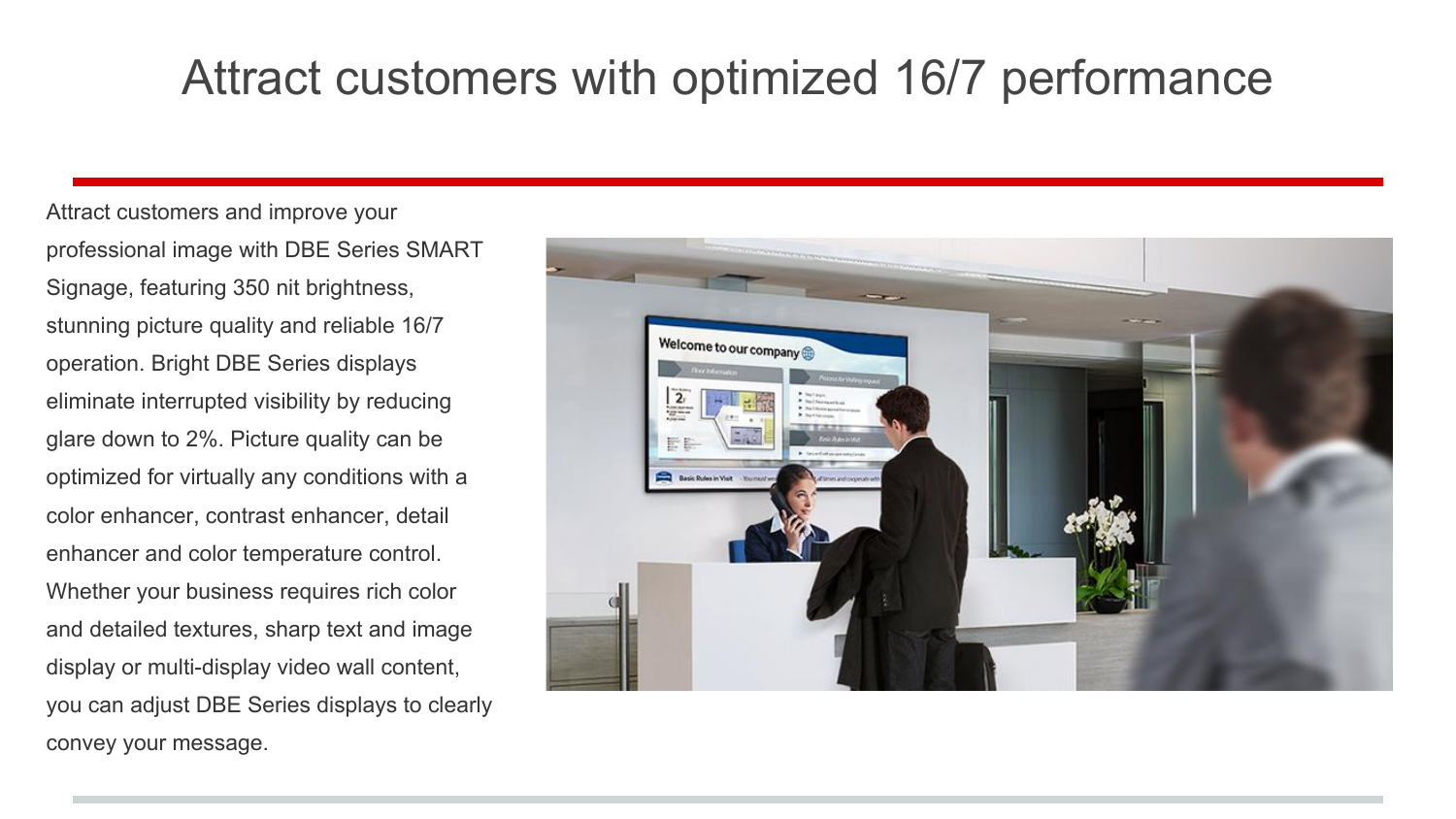# Attract customers with optimized 16/7 performance

Attract customers and improve your professional image with DBE Series SMART Signage, featuring 350 nit brightness, stunning picture quality and reliable 16/7 operation. Bright DBE Series displays eliminate interrupted visibility by reducing glare down to 2%. Picture quality can be optimized for virtually any conditions with a color enhancer, contrast enhancer, detail enhancer and color temperature control. Whether your business requires rich color and detailed textures, sharp text and image display or multi-display video wall content, you can adjust DBE Series displays to clearly convey your message.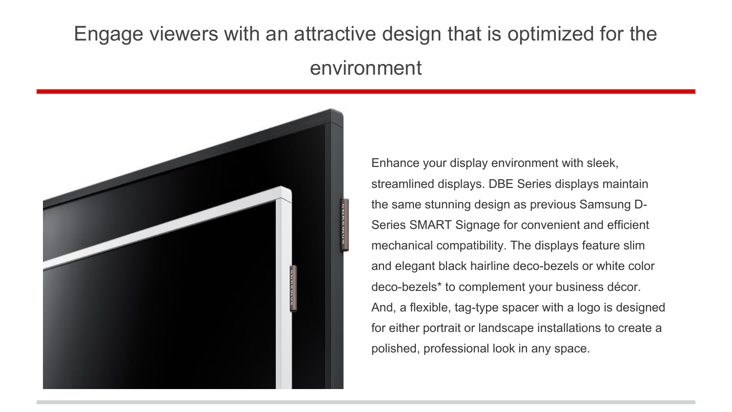# Engage viewers with an attractive design that is optimized for the environment

Enhance your display environment with sleek, streamlined displays. DBE Series displays maintain the same stunning design as previous Samsung D-Series SMART Signage for convenient and efficient mechanical compatibility. The displays feature slim and elegant black hairline deco-bezels or white color deco-bezels* to complement your business décor. And, a flexible, tag-type spacer with a logo is designed for either portrait or landscape installations to create a polished, professional look in any space.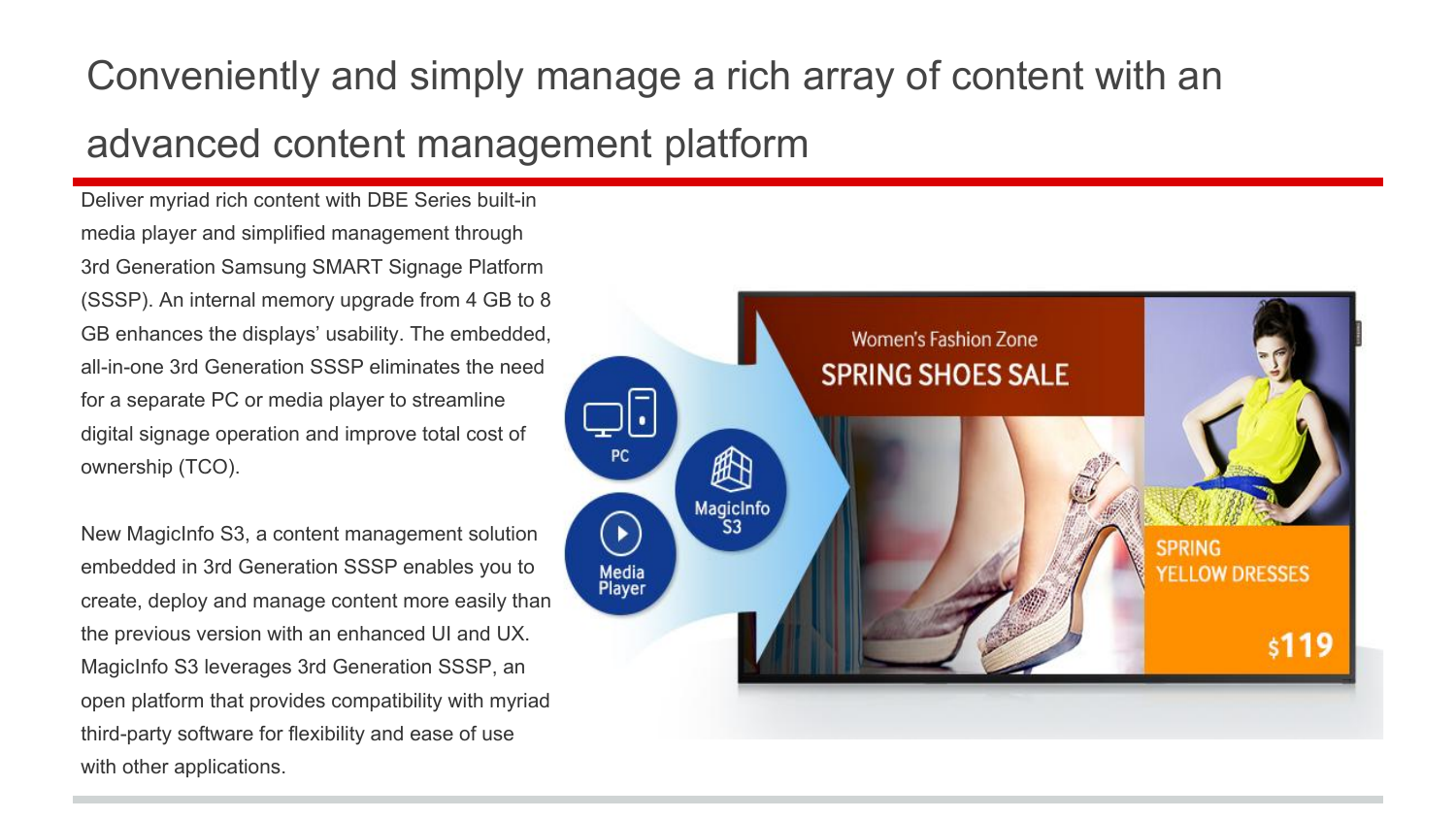# Conveniently and simply manage a rich array of content with an advanced content management platform

Deliver myriad rich content with DBE Series built-in media player and simplified management through 3rd Generation Samsung SMART Signage Platform (SSSP). An internal memory upgrade from 4 GB to 8 GB enhances the displays' usability. The embedded, all-in-one 3rd Generation SSSP eliminates the need for a separate PC or media player to streamline digital signage operation and improve total cost of ownership (TCO).

New MagicInfo S3, a content management solution embedded in 3rd Generation SSSP enables you to create, deploy and manage content more easily than the previous version with an enhanced UI and UX. MagicInfo S3 leverages 3rd Generation SSSP, an open platform that provides compatibility with myriad third-party software for flexibility and ease of use with other applications.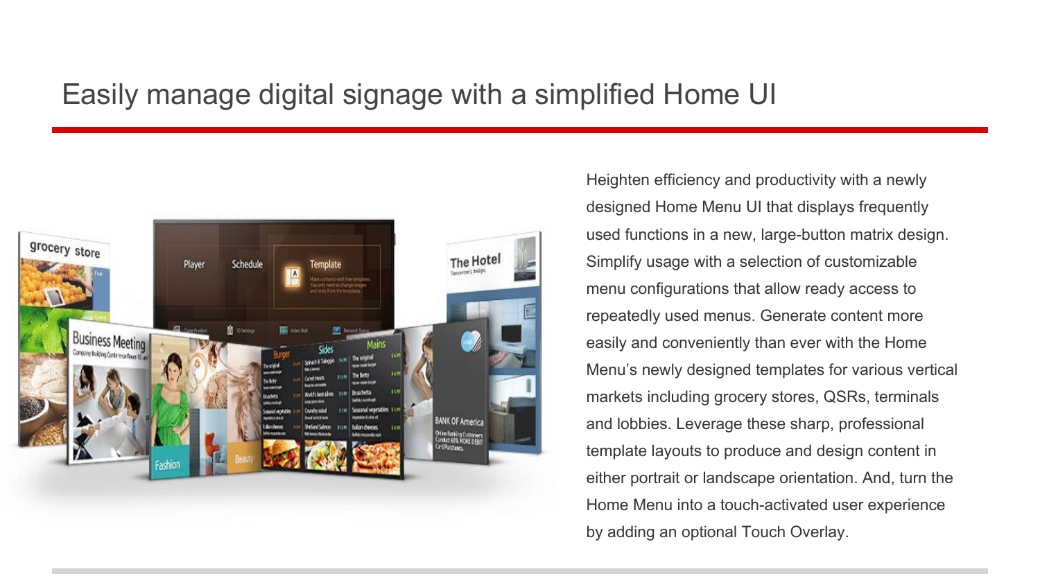# Easily manage digital signage with a simplified Home UI

Heighten efficiency and productivity with a newly designed Home Menu UI that displays frequently used functions in a new, large-button matrix design. Simplify usage with a selection of customizable menu configurations that allow ready access to repeatedly used menus. Generate content more easily and conveniently than ever with the Home Menu's newly designed templates for various vertical markets including grocery stores, QSRs, terminals and lobbies. Leverage these sharp, professional template layouts to produce and design content in either portrait or landscape orientation. And, turn the Home Menu into a touch-activated user experience by adding an optional Touch Overlay.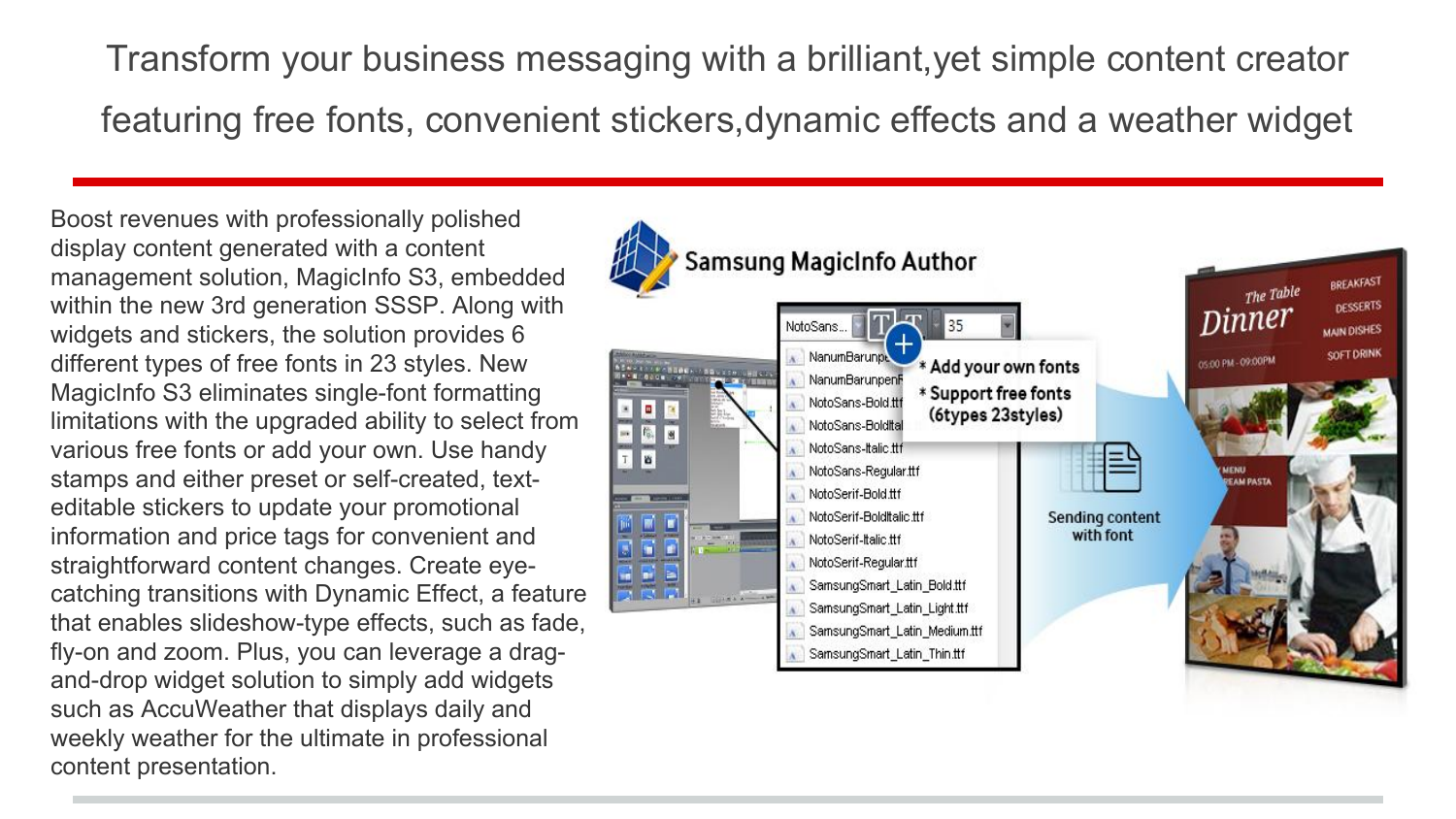# Transform your business messaging with a brilliant,yet simple content creator featuring free fonts, convenient stickers,dynamic effects and a weather widget

Boost revenues with professionally polished display content generated with a content management solution, MagicInfo S3, embedded within the new 3rd generation SSSP. Along with widgets and stickers, the solution provides 6 different types of free fonts in 23 styles. New MagicInfo S3 eliminates single-font formatting limitations with the upgraded ability to select from various free fonts or add your own. Use handy stamps and either preset or self-created, text-editable stickers to update your promotional information and price tags for convenient and straightforward content changes. Create eye-catching transitions with Dynamic Effect, a feature that enables slideshow-type effects, such as fade, fly-on and zoom. Plus, you can leverage a drag-and-drop widget solution to simply add widgets such as AccuWeather that displays daily and weekly weather for the ultimate in professional content presentation.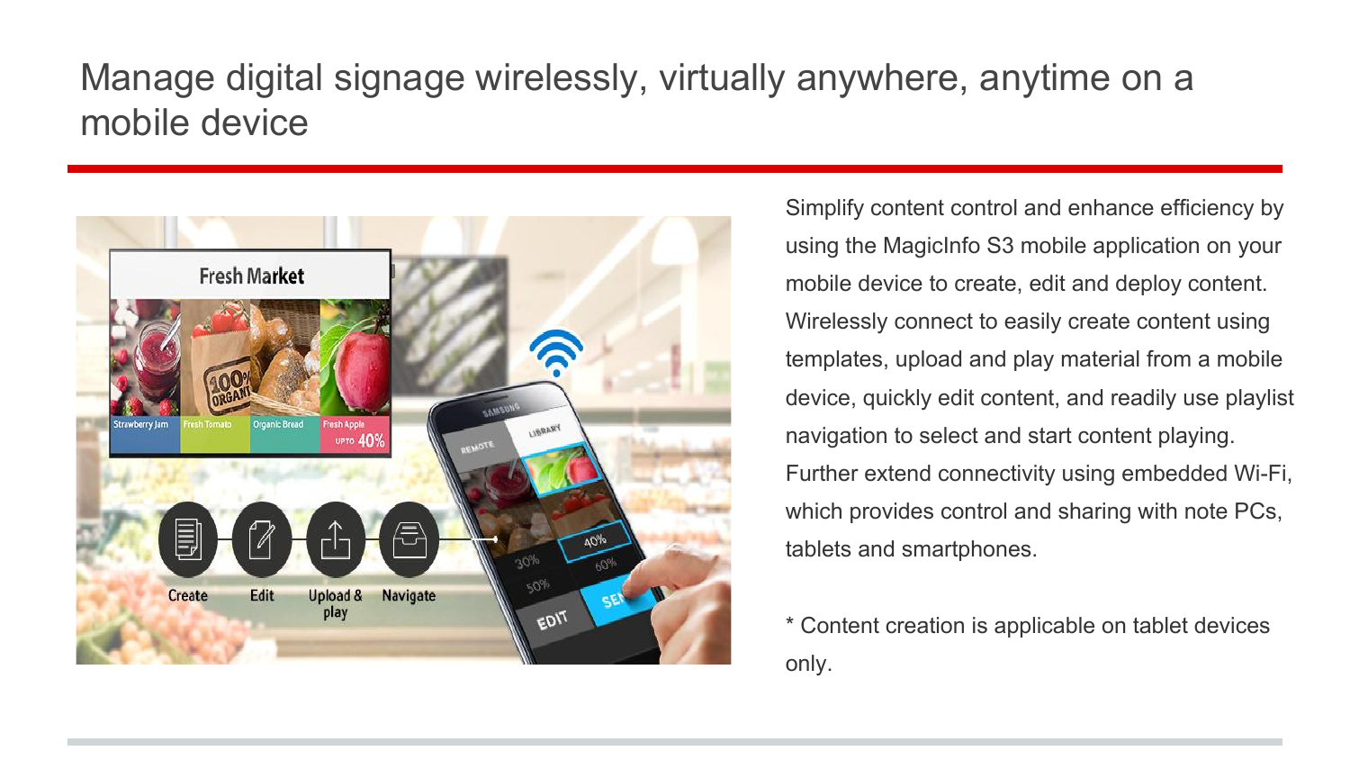# Manage digital signage wirelessly, virtually anywhere, anytime on a mobile device

Simplify content control and enhance efficiency by using the MagicInfo S3 mobile application on your mobile device to create, edit and deploy content. Wirelessly connect to easily create content using templates, upload and play material from a mobile device, quickly edit content, and readily use playlist navigation to select and start content playing. Further extend connectivity using embedded Wi-Fi, which provides control and sharing with note PCs, tablets and smartphones.

* Content creation is applicable on tablet devices only.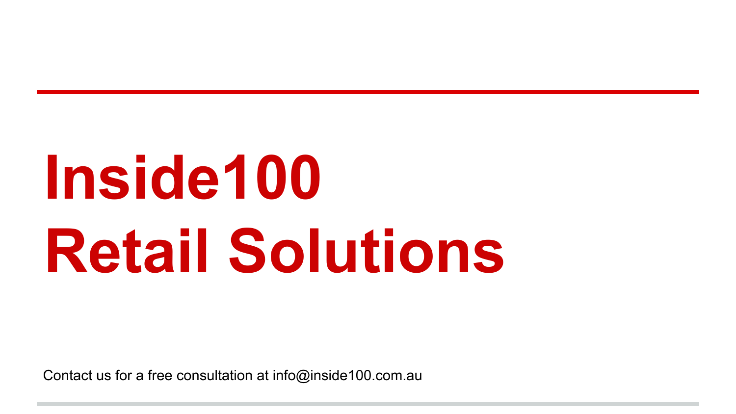# Inside100
# Retail Solutions

Contact us for a free consultation at info@inside100.com.au